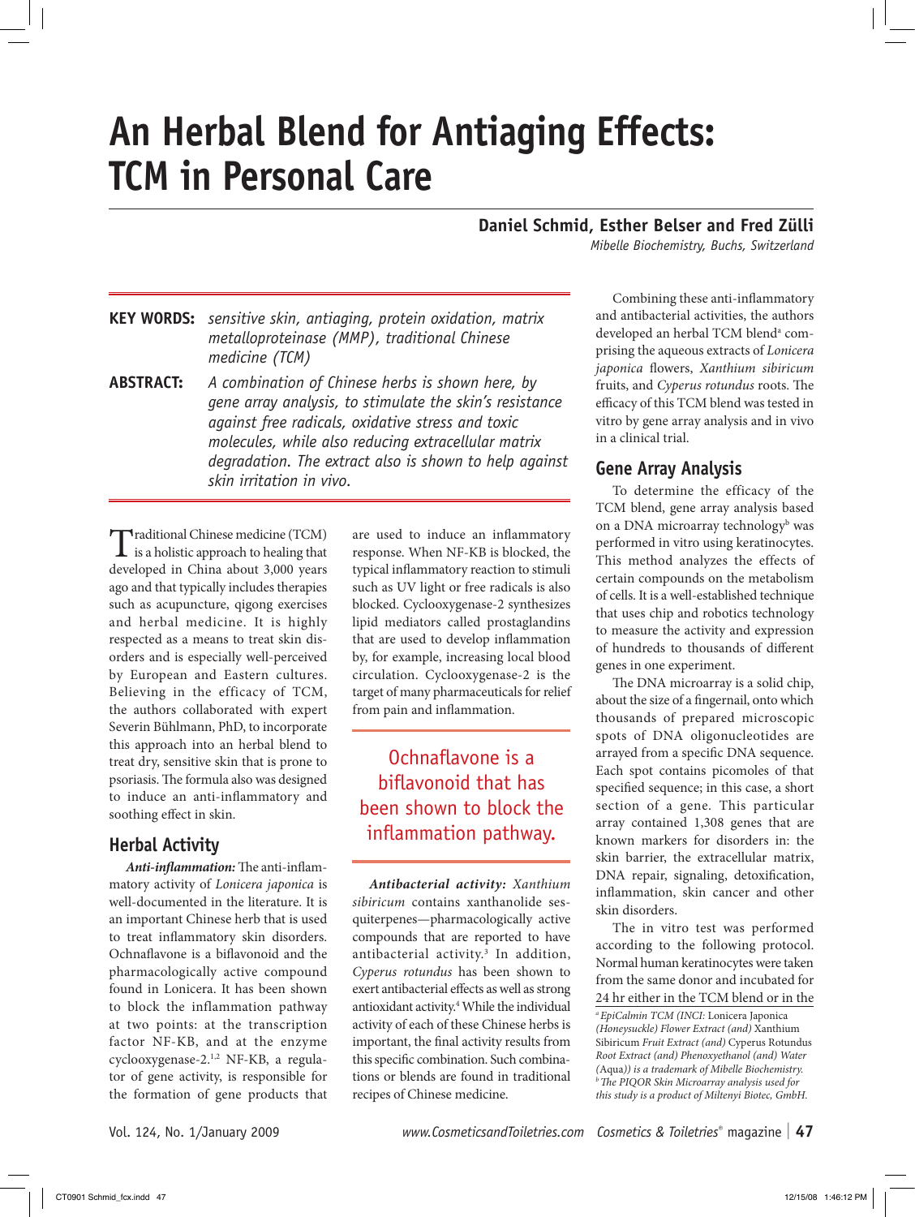# An Herbal Blend for Antiaging Effects: TCM in Personal Care

**Daniel Schmid, Esther Belser and Fred Zülli**

*Mibelle Biochemistry, Buchs, Switzerland*

**KEY WORDS:** *sensitive skin, antiaging, protein oxidation, matrix metalloproteinase (MMP), traditional Chinese medicine (TCM)*

**ABSTRACT:** *A combination of Chinese herbs is shown here, by gene array analysis, to stimulate the skin's resistance against free radicals, oxidative stress and toxic molecules, while also reducing extracellular matrix degradation. The extract also is shown to help against skin irritation in vivo.*

Traditional Chinese medicine (TCM) is a holistic approach to healing that developed in China about 3,000 years ago and that typically includes therapies such as acupuncture, qigong exercises and herbal medicine. It is highly respected as a means to treat skin disorders and is especially well-perceived by European and Eastern cultures. Believing in the efficacy of TCM, the authors collaborated with expert Severin Bühlmann, PhD, to incorporate this approach into an herbal blend to treat dry, sensitive skin that is prone to psoriasis. The formula also was designed to induce an anti-inflammatory and soothing effect in skin.

## Herbal Activity

***Anti-inflammation:*** The anti-inflammatory activity of *Lonicera japonica* is well-documented in the literature. It is an important Chinese herb that is used to treat inflammatory skin disorders. Ochnaflavone is a biflavonoid and the pharmacologically active compound found in Lonicera. It has been shown to block the inflammation pathway at two points: at the transcription factor NF-KB, and at the enzyme cyclooxygenase-2.[1,2] NF-KB, a regulator of gene activity, is responsible for the formation of gene products that are used to induce an inflammatory response. When NF-KB is blocked, the typical inflammatory reaction to stimuli such as UV light or free radicals is also blocked. Cyclooxygenase-2 synthesizes lipid mediators called prostaglandins that are used to develop inflammation by, for example, increasing local blood circulation. Cyclooxygenase-2 is the target of many pharmaceuticals for relief from pain and inflammation.

> Ochnaflavone is a biflavonoid that has been shown to block the inflammation pathway.

***Antibacterial activity:*** *Xanthium sibiricum* contains xanthanolide sesquiterpenes—pharmacologically active compounds that are reported to have antibacterial activity.[3] In addition, *Cyperus rotundus* has been shown to exert antibacterial effects as well as strong antioxidant activity.[4] While the individual activity of each of these Chinese herbs is important, the final activity results from this specific combination. Such combinations or blends are found in traditional recipes of Chinese medicine.

Combining these anti-inflammatory and antibacterial activities, the authors developed an herbal TCM blend[a] comprising the aqueous extracts of *Lonicera japonica* flowers, *Xanthium sibiricum* fruits, and *Cyperus rotundus* roots. The efficacy of this TCM blend was tested in vitro by gene array analysis and in vivo in a clinical trial.

## Gene Array Analysis

To determine the efficacy of the TCM blend, gene array analysis based on a DNA microarray technology[b] was performed in vitro using keratinocytes. This method analyzes the effects of certain compounds on the metabolism of cells. It is a well-established technique that uses chip and robotics technology to measure the activity and expression of hundreds to thousands of different genes in one experiment.

The DNA microarray is a solid chip, about the size of a fingernail, onto which thousands of prepared microscopic spots of DNA oligonucleotides are arrayed from a specific DNA sequence. Each spot contains picomoles of that specified sequence; in this case, a short section of a gene. This particular array contained 1,308 genes that are known markers for disorders in: the skin barrier, the extracellular matrix, DNA repair, signaling, detoxification, inflammation, skin cancer and other skin disorders.

The in vitro test was performed according to the following protocol. Normal human keratinocytes were taken from the same donor and incubated for 24 hr either in the TCM blend or in the

[a] *EpiCalmin TCM (INCI:* Lonicera Japonica *(Honeysuckle) Flower Extract (and)* Xanthium Sibiricum *Fruit Extract (and)* Cyperus Rotundus *Root Extract (and) Phenoxyethanol (and) Water (Aqua)) is a trademark of Mibelle Biochemistry.*

[b] *The PIQOR Skin Microarray analysis used for this study is a product of Miltenyi Biotec, GmbH.*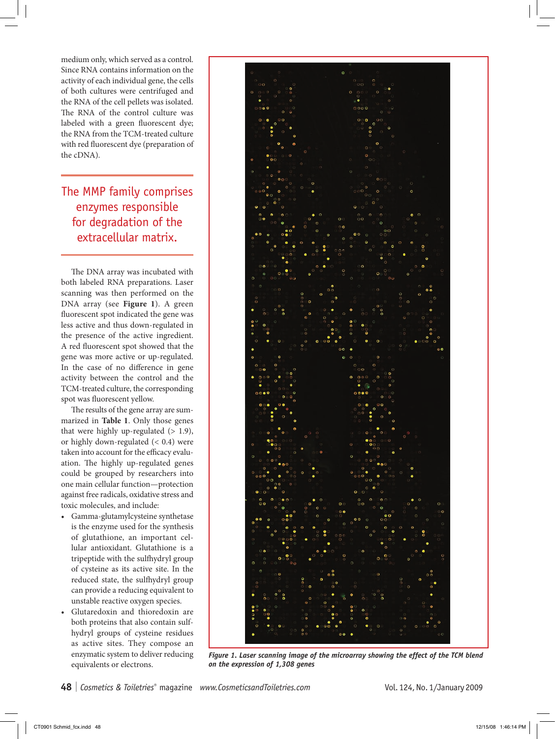medium only, which served as a control. Since RNA contains information on the activity of each individual gene, the cells of both cultures were centrifuged and the RNA of the cell pellets was isolated. The RNA of the control culture was labeled with a green fluorescent dye; the RNA from the TCM-treated culture with red fluorescent dye (preparation of the cDNA).

> The MMP family comprises enzymes responsible for degradation of the extracellular matrix.

The DNA array was incubated with both labeled RNA preparations. Laser scanning was then performed on the DNA array (see **Figure 1**). A green fluorescent spot indicated the gene was less active and thus down-regulated in the presence of the active ingredient. A red fluorescent spot showed that the gene was more active or up-regulated. In the case of no difference in gene activity between the control and the TCM-treated culture, the corresponding spot was fluorescent yellow.

The results of the gene array are summarized in **Table 1**. Only those genes that were highly up-regulated (> 1.9), or highly down-regulated (< 0.4) were taken into account for the efficacy evaluation. The highly up-regulated genes could be grouped by researchers into one main cellular function—protection against free radicals, oxidative stress and toxic molecules, and include:

- Gamma-glutamylcysteine synthetase is the enzyme used for the synthesis of glutathione, an important cellular antioxidant. Glutathione is a tripeptide with the sulfhydryl group of cysteine as its active site. In the reduced state, the sulfhydryl group can provide a reducing equivalent to unstable reactive oxygen species.
- Glutaredoxin and thioredoxin are both proteins that also contain sulfhydryl groups of cysteine residues as active sites. They compose an enzymatic system to deliver reducing equivalents or electrons.

*Figure 1. Laser scanning image of the microarray showing the effect of the TCM blend on the expression of 1,308 genes*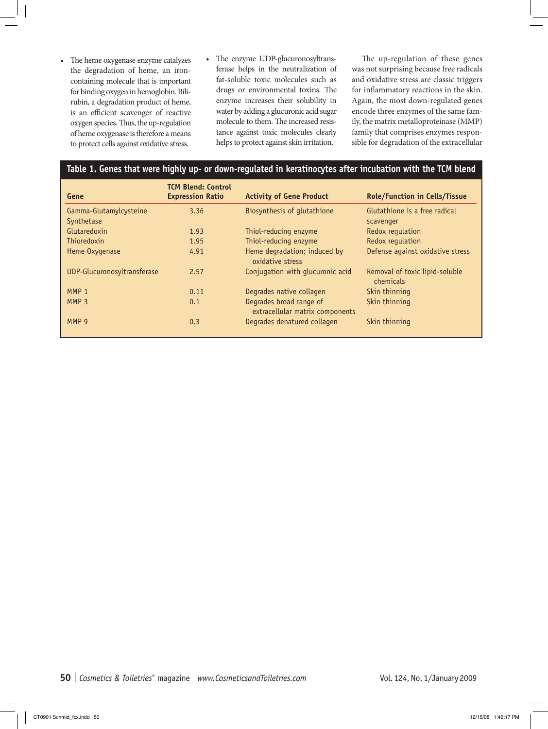- The heme oxygenase enzyme catalyzes the degradation of heme, an iron-containing molecule that is important for binding oxygen in hemoglobin. Bilirubin, a degradation product of heme, is an efficient scavenger of reactive oxygen species. Thus, the up-regulation of heme oxygenase is therefore a means to protect cells against oxidative stress.
- The enzyme UDP-glucuronosyltransferase helps in the neutralization of fat-soluble toxic molecules such as drugs or environmental toxins. The enzyme increases their solubility in water by adding a glucuronic acid sugar molecule to them. The increased resistance against toxic molecules clearly helps to protect against skin irritation.

The up-regulation of these genes was not surprising because free radicals and oxidative stress are classic triggers for inflammatory reactions in the skin. Again, the most down-regulated genes encode three enzymes of the same family, the matrix metalloproteinase (MMP) family that comprises enzymes responsible for degradation of the extracellular

**Table 1. Genes that were highly up- or down-regulated in keratinocytes after incubation with the TCM blend**

| Gene | TCM Blend: Control Expression Ratio | Activity of Gene Product | Role/Function in Cells/Tissue |
|---|---|---|---|
| Gamma-Glutamylcysteine Synthetase | 3.36 | Biosynthesis of glutathione | Glutathione is a free radical scavenger |
| Glutaredoxin | 1.93 | Thiol-reducing enzyme | Redox regulation |
| Thioredoxin | 1.95 | Thiol-reducing enzyme | Redox regulation |
| Heme Oxygenase | 4.91 | Heme degradation; induced by oxidative stress | Defense against oxidative stress |
| UDP-Glucuronosyltransferase | 2.57 | Conjugation with glucuronic acid | Removal of toxic lipid-soluble chemicals |
| MMP 1 | 0.11 | Degrades native collagen | Skin thinning |
| MMP 3 | 0.1 | Degrades broad range of extracellular matrix components | Skin thinning |
| MMP 9 | 0.3 | Degrades denatured collagen | Skin thinning |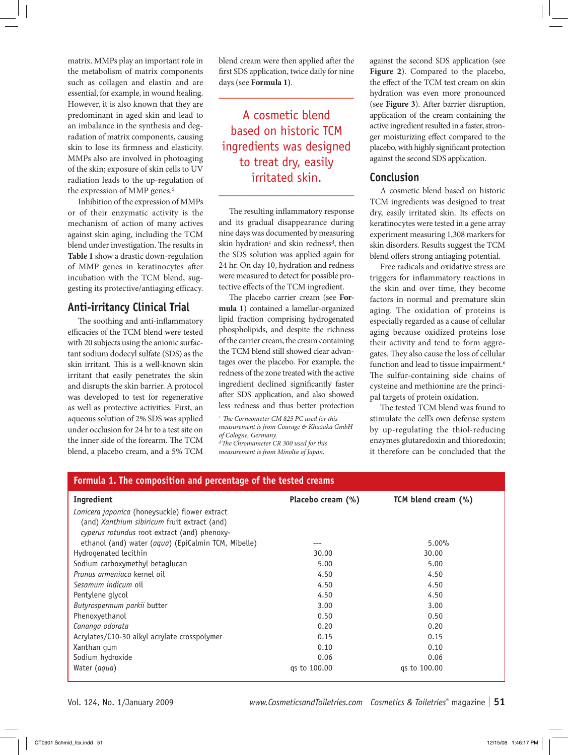matrix. MMPs play an important role in the metabolism of matrix components such as collagen and elastin and are essential, for example, in wound healing. However, it is also known that they are predominant in aged skin and lead to an imbalance in the synthesis and degradation of matrix components, causing skin to lose its firmness and elasticity. MMPs also are involved in photoaging of the skin; exposure of skin cells to UV radiation leads to the up-regulation of the expression of MMP genes.[5]

Inhibition of the expression of MMPs or of their enzymatic activity is the mechanism of action of many actives against skin aging, including the TCM blend under investigation. The results in **Table 1** show a drastic down-regulation of MMP genes in keratinocytes after incubation with the TCM blend, suggesting its protective/antiaging efficacy.

## Anti-irritancy Clinical Trial

The soothing and anti-inflammatory efficacies of the TCM blend were tested with 20 subjects using the anionic surfactant sodium dodecyl sulfate (SDS) as the skin irritant. This is a well-known skin irritant that easily penetrates the skin and disrupts the skin barrier. A protocol was developed to test for regenerative as well as protective activities. First, an aqueous solution of 2% SDS was applied under occlusion for 24 hr to a test site on the inner side of the forearm. The TCM blend, a placebo cream, and a 5% TCM blend cream were then applied after the first SDS application, twice daily for nine days (see **Formula 1**).

> A cosmetic blend based on historic TCM ingredients was designed to treat dry, easily irritated skin.

The resulting inflammatory response and its gradual disappearance during nine days was documented by measuring skin hydration[c] and skin redness[d], then the SDS solution was applied again for 24 hr. On day 10, hydration and redness were measured to detect for possible protective effects of the TCM ingredient.

The placebo carrier cream (see **Formula 1**) contained a lamellar-organized lipid fraction comprising hydrogenated phospholipids, and despite the richness of the carrier cream, the cream containing the TCM blend still showed clear advantages over the placebo. For example, the redness of the zone treated with the active ingredient declined significantly faster after SDS application, and also showed less redness and thus better protection against the second SDS application (see **Figure 2**). Compared to the placebo, the effect of the TCM test cream on skin hydration was even more pronounced (see **Figure 3**). After barrier disruption, application of the cream containing the active ingredient resulted in a faster, stronger moisturizing effect compared to the placebo, with highly significant protection against the second SDS application.

[c] *The Corneometer CM 825 PC used for this measurement is from Courage & Khazaka GmbH of Cologne, Germany.*
[d] *The Chromameter CR 300 used for this measurement is from Minolta of Japan.*

## Conclusion

A cosmetic blend based on historic TCM ingredients was designed to treat dry, easily irritated skin. Its effects on keratinocytes were tested in a gene array experiment measuring 1,308 markers for skin disorders. Results suggest the TCM blend offers strong antiaging potential.

Free radicals and oxidative stress are triggers for inflammatory reactions in the skin and over time, they become factors in normal and premature skin aging. The oxidation of proteins is especially regarded as a cause of cellular aging because oxidized proteins lose their activity and tend to form aggregates. They also cause the loss of cellular function and lead to tissue impairment.[6] The sulfur-containing side chains of cysteine and methionine are the principal targets of protein oxidation.

The tested TCM blend was found to stimulate the cell's own defense system by up-regulating the thiol-reducing enzymes glutaredoxin and thioredoxin; it therefore can be concluded that the

**Formula 1. The composition and percentage of the tested creams**

| Ingredient | Placebo cream (%) | TCM blend cream (%) |
|---|---|---|
| *Lonicera japonica* (honeysuckle) flower extract (and) *Xanthium sibiricum* fruit extract (and) *cyperus rotundus* root extract (and) phenoxyethanol (and) water (*aqua*) (EpiCalmin TCM, Mibelle) | --- | 5.00% |
| Hydrogenated lecithin | 30.00 | 30.00 |
| Sodium carboxymethyl betaglucan | 5.00 | 5.00 |
| *Prunus armeniaca* kernel oil | 4.50 | 4.50 |
| *Sesamum indicum* oil | 4.50 | 4.50 |
| Pentylene glycol | 4.50 | 4.50 |
| *Butyrospermum parkii* butter | 3.00 | 3.00 |
| Phenoxyethanol | 0.50 | 0.50 |
| *Cananga odorata* | 0.20 | 0.20 |
| Acrylates/C10-30 alkyl acrylate crosspolymer | 0.15 | 0.15 |
| Xanthan gum | 0.10 | 0.10 |
| Sodium hydroxide | 0.06 | 0.06 |
| Water (*aqua*) | qs to 100.00 | qs to 100.00 |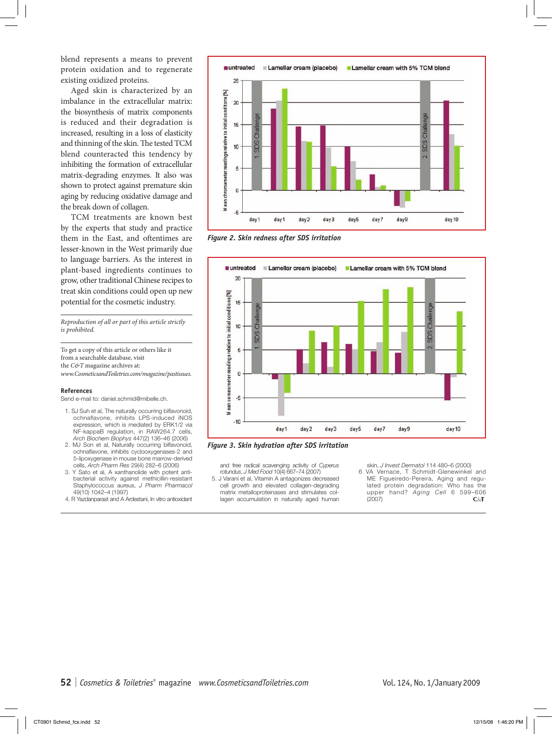blend represents a means to prevent protein oxidation and to regenerate existing oxidized proteins.

Aged skin is characterized by an imbalance in the extracellular matrix: the biosynthesis of matrix components is reduced and their degradation is increased, resulting in a loss of elasticity and thinning of the skin. The tested TCM blend counteracted this tendency by inhibiting the formation of extracellular matrix-degrading enzymes. It also was shown to protect against premature skin aging by reducing oxidative damage and the break down of collagen.

TCM treatments are known best by the experts that study and practice them in the East, and oftentimes are lesser-known in the West primarily due to language barriers. As the interest in plant-based ingredients continues to grow, other traditional Chinese recipes to treat skin conditions could open up new potential for the cosmetic industry.

*Reproduction of all or part of this article strictly is prohibited.*

To get a copy of this article or others like it from a searchable database, visit the *C&T* magazine archives at: *www.CosmeticsandToiletries.com/magazine/pastissues.*

untreated
Lamellar cream (placebo)
Lamellar cream with 5% TCM blend
Mean chromameter readings relative to initial conditions [%]
25
20
15
10
5
0
-5
1. SDS Challenge
2. SDS Challenge
day1 day1 day2 day3 day5 day7 day9 day10

*Figure 2. Skin redness after SDS irritation*

untreated
Lamellar cream (placebo)
Lamellar cream with 5% TCM blend
Mean corneometer readings relative to initial conditions [%]
20
15
10
5
0
-5
-10
1. SDS Challenge
2. SDS Challenge
day1 day2 day3 day5 day7 day9 day10

*Figure 3. Skin hydration after SDS irritation*

### References

Send e-mail to: daniel.schmid@mibelle.ch.

1. SJ Suh et al, The naturally occurring biflavonoid, ochnaflavone, inhibits LPS-induced iNOS expression, which is mediated by ERK1/2 via NF-kappaB regulation, in RAW264.7 cells, *Arch Biochem Biophys* 447(2) 136–46 (2006)
2. MJ Son et al, Naturally occurring biflavonoid, ochnaflavone, inhibits cyclooxygenases-2 and 5-lipoxygenase in mouse bone marrow-derived cells, *Arch Pharm Res* 29(4) 282–6 (2006)
3. Y Sato et al, A xanthanolide with potent antibacterial activity against methicillin-resistant Staphylococcus aureus, *J Pharm Pharmacol* 49(10) 1042–4 (1997)
4. R Yazdanparast and A Ardestani, In vitro antioxidant and free radical scavenging activity of *Cyperus rotundus*, *J Med Food* 10(4) 667–74 (2007)
5. J Varani et al, Vitamin A antagonizes decreased cell growth and elevated collagen-degrading matrix metalloproteinases and stimulates collagen accumulation in naturally aged human skin, *J Invest Dermatol* 114 480–6 (2000)
6. VA Vernace, T Schmidt-Glenewinkel and ME Figueiredo-Pereira, Aging and regulated protein degradation: Who has the upper hand? *Aging Cell* 6 599–606 (2007)

C&T